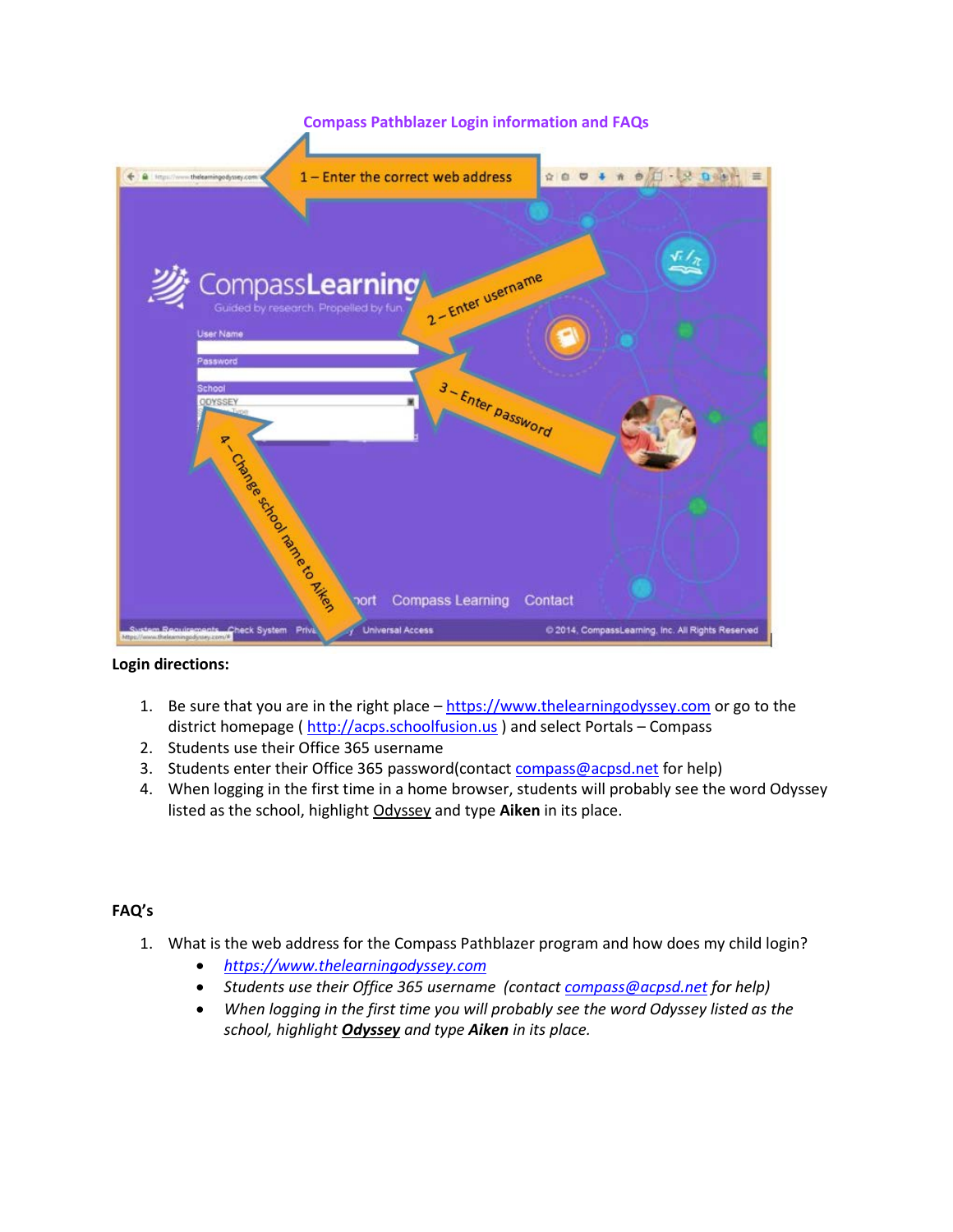# Compass Pathblazer Login information and FAQs

**Login directions:**

1. Be sure that you are in the right place – https://www.thelearningodyssey.com or go to the district homepage ( http://acps.schoolfusion.us ) and select Portals – Compass
2. Students use their Office 365 username
3. Students enter their Office 365 password(contact compass@acpsd.net for help)
4. When logging in the first time in a home browser, students will probably see the word Odyssey listed as the school, highlight Odyssey and type **Aiken** in its place.

**FAQ's**

1. What is the web address for the Compass Pathblazer program and how does my child login?
   - *https://www.thelearningodyssey.com*
   - *Students use their Office 365 username (contact compass@acpsd.net for help)*
   - *When logging in the first time you will probably see the word Odyssey listed as the school, highlight **Odyssey** and type **Aiken** in its place.*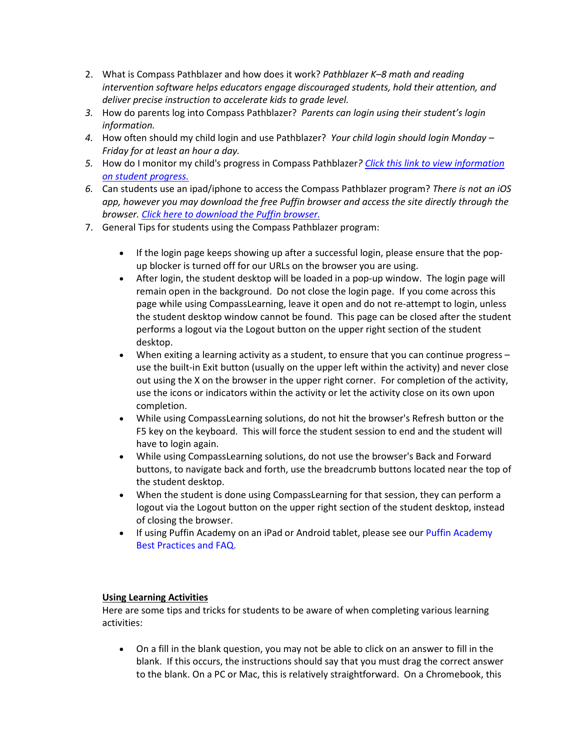2. What is Compass Pathblazer and how does it work? *Pathblazer K–8 math and reading intervention software helps educators engage discouraged students, hold their attention, and deliver precise instruction to accelerate kids to grade level.*
3. How do parents log into Compass Pathblazer? *Parents can login using their student's login information.*
4. How often should my child login and use Pathblazer? *Your child login should login Monday – Friday for at least an hour a day.*
5. How do I monitor my child's progress in Compass Pathblazer? *Click this link to view information on student progress.*
6. Can students use an ipad/iphone to access the Compass Pathblazer program? *There is not an iOS app, however you may download the free Puffin browser and access the site directly through the browser. Click here to download the Puffin browser.*
7. General Tips for students using the Compass Pathblazer program:

    - If the login page keeps showing up after a successful login, please ensure that the pop-up blocker is turned off for our URLs on the browser you are using.
    - After login, the student desktop will be loaded in a pop-up window. The login page will remain open in the background. Do not close the login page. If you come across this page while using CompassLearning, leave it open and do not re-attempt to login, unless the student desktop window cannot be found. This page can be closed after the student performs a logout via the Logout button on the upper right section of the student desktop.
    - When exiting a learning activity as a student, to ensure that you can continue progress – use the built-in Exit button (usually on the upper left within the activity) and never close out using the X on the browser in the upper right corner. For completion of the activity, use the icons or indicators within the activity or let the activity close on its own upon completion.
    - While using CompassLearning solutions, do not hit the browser's Refresh button or the F5 key on the keyboard. This will force the student session to end and the student will have to login again.
    - While using CompassLearning solutions, do not use the browser's Back and Forward buttons, to navigate back and forth, use the breadcrumb buttons located near the top of the student desktop.
    - When the student is done using CompassLearning for that session, they can perform a logout via the Logout button on the upper right section of the student desktop, instead of closing the browser.
    - If using Puffin Academy on an iPad or Android tablet, please see our Puffin Academy Best Practices and FAQ.

**Using Learning Activities**

Here are some tips and tricks for students to be aware of when completing various learning activities:

- On a fill in the blank question, you may not be able to click on an answer to fill in the blank. If this occurs, the instructions should say that you must drag the correct answer to the blank. On a PC or Mac, this is relatively straightforward. On a Chromebook, this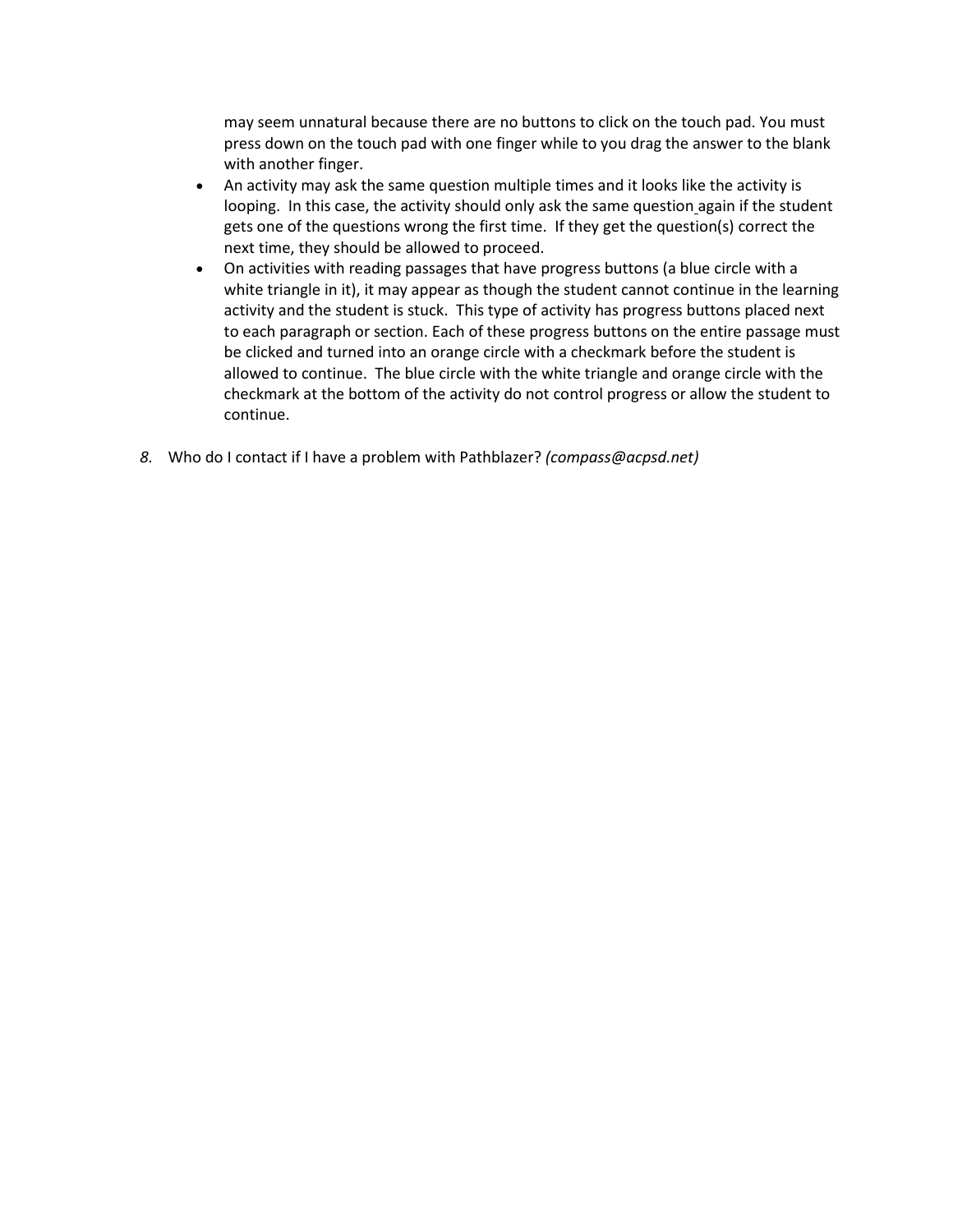may seem unnatural because there are no buttons to click on the touch pad. You must press down on the touch pad with one finger while to you drag the answer to the blank with another finger.

- An activity may ask the same question multiple times and it looks like the activity is looping. In this case, the activity should only ask the same question again if the student gets one of the questions wrong the first time. If they get the question(s) correct the next time, they should be allowed to proceed.
- On activities with reading passages that have progress buttons (a blue circle with a white triangle in it), it may appear as though the student cannot continue in the learning activity and the student is stuck. This type of activity has progress buttons placed next to each paragraph or section. Each of these progress buttons on the entire passage must be clicked and turned into an orange circle with a checkmark before the student is allowed to continue. The blue circle with the white triangle and orange circle with the checkmark at the bottom of the activity do not control progress or allow the student to continue.

*8.* Who do I contact if I have a problem with Pathblazer? *(compass@acpsd.net)*